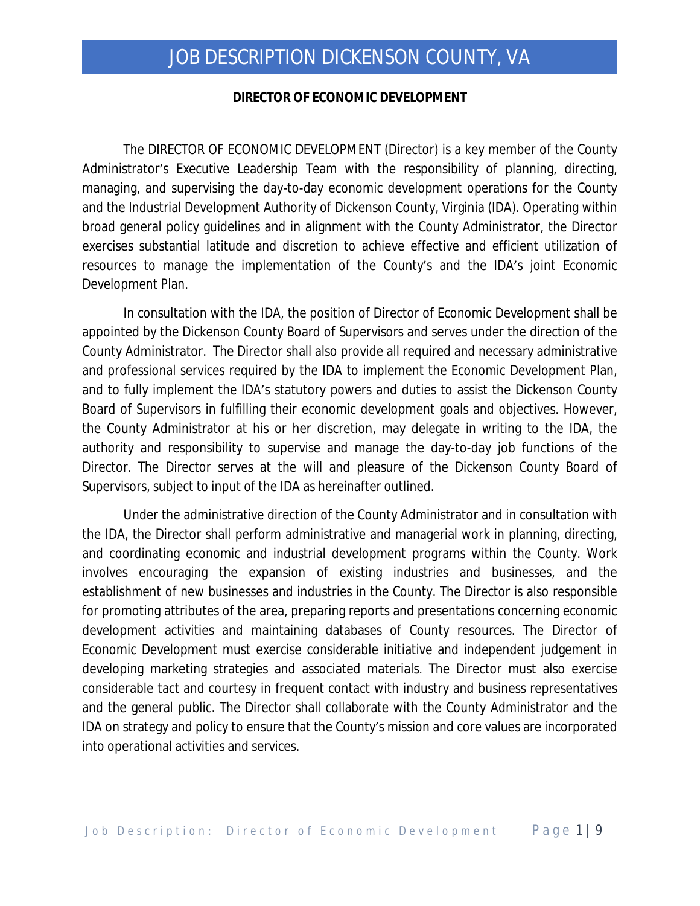# JOB DESCRIPTION DICKENSON COUNTY, VA

**DIRECTOR OF ECONOMIC DEVELOPMENT**

The DIRECTOR OF ECONOMIC DEVELOPMENT (Director) is a key member of the County Administrator's Executive Leadership Team with the responsibility of planning, directing, managing, and supervising the day-to-day economic development operations for the County and the Industrial Development Authority of Dickenson County, Virginia (IDA). Operating within broad general policy guidelines and in alignment with the County Administrator, the Director exercises substantial latitude and discretion to achieve effective and efficient utilization of resources to manage the implementation of the County's and the IDA's joint Economic Development Plan.

In consultation with the IDA, the position of Director of Economic Development shall be appointed by the Dickenson County Board of Supervisors and serves under the direction of the County Administrator. The Director shall also provide all required and necessary administrative and professional services required by the IDA to implement the Economic Development Plan, and to fully implement the IDA's statutory powers and duties to assist the Dickenson County Board of Supervisors in fulfilling their economic development goals and objectives. However, the County Administrator at his or her discretion, may delegate in writing to the IDA, the authority and responsibility to supervise and manage the day-to-day job functions of the Director. The Director serves at the will and pleasure of the Dickenson County Board of Supervisors, subject to input of the IDA as hereinafter outlined.

Under the administrative direction of the County Administrator and in consultation with the IDA, the Director shall perform administrative and managerial work in planning, directing, and coordinating economic and industrial development programs within the County. Work involves encouraging the expansion of existing industries and businesses, and the establishment of new businesses and industries in the County. The Director is also responsible for promoting attributes of the area, preparing reports and presentations concerning economic development activities and maintaining databases of County resources. The Director of Economic Development must exercise considerable initiative and independent judgement in developing marketing strategies and associated materials. The Director must also exercise considerable tact and courtesy in frequent contact with industry and business representatives and the general public. The Director shall collaborate with the County Administrator and the IDA on strategy and policy to ensure that the County's mission and core values are incorporated into operational activities and services.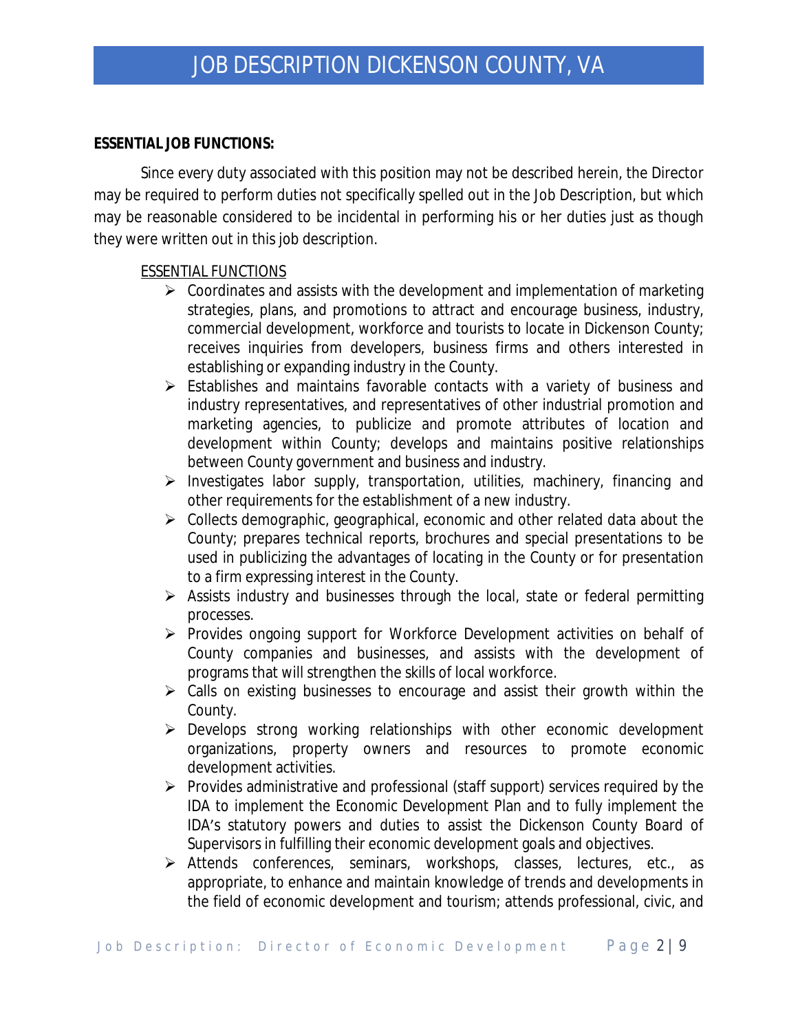**ESSENTIAL JOB FUNCTIONS:**

Since every duty associated with this position may not be described herein, the Director may be required to perform duties not specifically spelled out in the Job Description, but which may be reasonable considered to be incidental in performing his or her duties just as though they were written out in this job description.

ESSENTIAL FUNCTIONS

- Coordinates and assists with the development and implementation of marketing strategies, plans, and promotions to attract and encourage business, industry, commercial development, workforce and tourists to locate in Dickenson County; receives inquiries from developers, business firms and others interested in establishing or expanding industry in the County.
- Establishes and maintains favorable contacts with a variety of business and industry representatives, and representatives of other industrial promotion and marketing agencies, to publicize and promote attributes of location and development within County; develops and maintains positive relationships between County government and business and industry.
- Investigates labor supply, transportation, utilities, machinery, financing and other requirements for the establishment of a new industry.
- Collects demographic, geographical, economic and other related data about the County; prepares technical reports, brochures and special presentations to be used in publicizing the advantages of locating in the County or for presentation to a firm expressing interest in the County.
- Assists industry and businesses through the local, state or federal permitting processes.
- Provides ongoing support for Workforce Development activities on behalf of County companies and businesses, and assists with the development of programs that will strengthen the skills of local workforce.
- Calls on existing businesses to encourage and assist their growth within the County.
- Develops strong working relationships with other economic development organizations, property owners and resources to promote economic development activities.
- Provides administrative and professional (staff support) services required by the IDA to implement the Economic Development Plan and to fully implement the IDA's statutory powers and duties to assist the Dickenson County Board of Supervisors in fulfilling their economic development goals and objectives.
- Attends conferences, seminars, workshops, classes, lectures, etc., as appropriate, to enhance and maintain knowledge of trends and developments in the field of economic development and tourism; attends professional, civic, and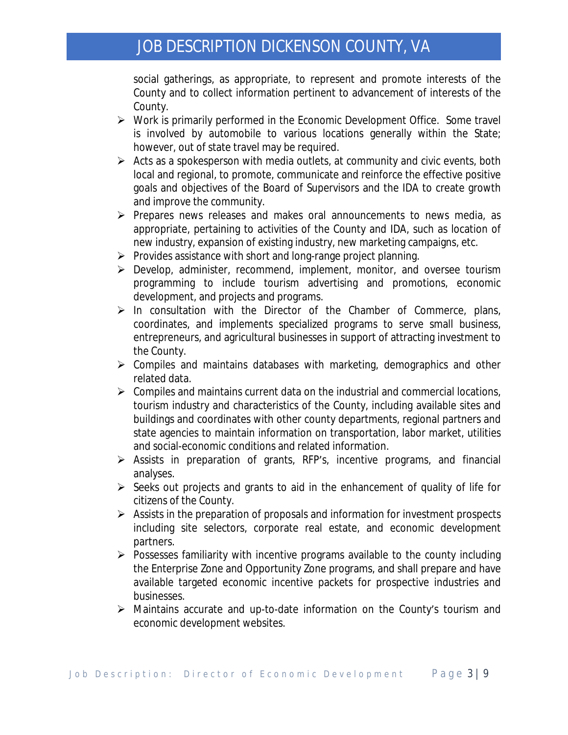social gatherings, as appropriate, to represent and promote interests of the County and to collect information pertinent to advancement of interests of the County.

- Work is primarily performed in the Economic Development Office. Some travel is involved by automobile to various locations generally within the State; however, out of state travel may be required.
- Acts as a spokesperson with media outlets, at community and civic events, both local and regional, to promote, communicate and reinforce the effective positive goals and objectives of the Board of Supervisors and the IDA to create growth and improve the community.
- Prepares news releases and makes oral announcements to news media, as appropriate, pertaining to activities of the County and IDA, such as location of new industry, expansion of existing industry, new marketing campaigns, etc.
- Provides assistance with short and long-range project planning.
- Develop, administer, recommend, implement, monitor, and oversee tourism programming to include tourism advertising and promotions, economic development, and projects and programs.
- In consultation with the Director of the Chamber of Commerce, plans, coordinates, and implements specialized programs to serve small business, entrepreneurs, and agricultural businesses in support of attracting investment to the County.
- Compiles and maintains databases with marketing, demographics and other related data.
- Compiles and maintains current data on the industrial and commercial locations, tourism industry and characteristics of the County, including available sites and buildings and coordinates with other county departments, regional partners and state agencies to maintain information on transportation, labor market, utilities and social-economic conditions and related information.
- Assists in preparation of grants, RFP's, incentive programs, and financial analyses.
- Seeks out projects and grants to aid in the enhancement of quality of life for citizens of the County.
- Assists in the preparation of proposals and information for investment prospects including site selectors, corporate real estate, and economic development partners.
- Possesses familiarity with incentive programs available to the county including the Enterprise Zone and Opportunity Zone programs, and shall prepare and have available targeted economic incentive packets for prospective industries and businesses.
- Maintains accurate and up-to-date information on the County's tourism and economic development websites.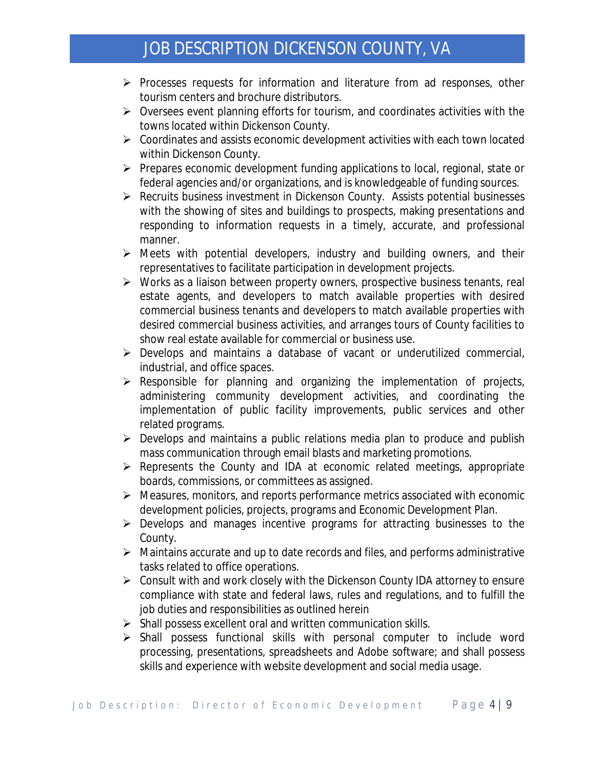- Processes requests for information and literature from ad responses, other tourism centers and brochure distributors.
- Oversees event planning efforts for tourism, and coordinates activities with the towns located within Dickenson County.
- Coordinates and assists economic development activities with each town located within Dickenson County.
- Prepares economic development funding applications to local, regional, state or federal agencies and/or organizations, and is knowledgeable of funding sources.
- Recruits business investment in Dickenson County. Assists potential businesses with the showing of sites and buildings to prospects, making presentations and responding to information requests in a timely, accurate, and professional manner.
- Meets with potential developers, industry and building owners, and their representatives to facilitate participation in development projects.
- Works as a liaison between property owners, prospective business tenants, real estate agents, and developers to match available properties with desired commercial business tenants and developers to match available properties with desired commercial business activities, and arranges tours of County facilities to show real estate available for commercial or business use.
- Develops and maintains a database of vacant or underutilized commercial, industrial, and office spaces.
- Responsible for planning and organizing the implementation of projects, administering community development activities, and coordinating the implementation of public facility improvements, public services and other related programs.
- Develops and maintains a public relations media plan to produce and publish mass communication through email blasts and marketing promotions.
- Represents the County and IDA at economic related meetings, appropriate boards, commissions, or committees as assigned.
- Measures, monitors, and reports performance metrics associated with economic development policies, projects, programs and Economic Development Plan.
- Develops and manages incentive programs for attracting businesses to the County.
- Maintains accurate and up to date records and files, and performs administrative tasks related to office operations.
- Consult with and work closely with the Dickenson County IDA attorney to ensure compliance with state and federal laws, rules and regulations, and to fulfill the job duties and responsibilities as outlined herein
- Shall possess excellent oral and written communication skills.
- Shall possess functional skills with personal computer to include word processing, presentations, spreadsheets and Adobe software; and shall possess skills and experience with website development and social media usage.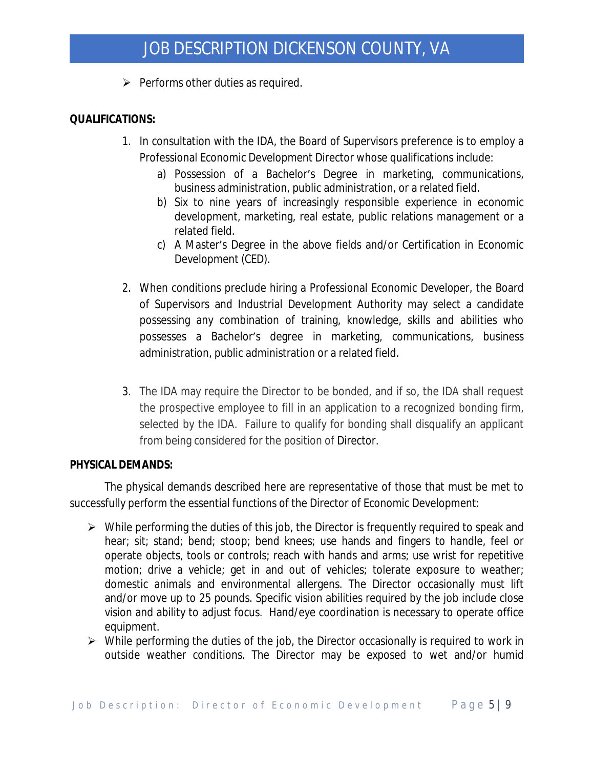- Performs other duties as required.

**QUALIFICATIONS:**

1. In consultation with the IDA, the Board of Supervisors preference is to employ a Professional Economic Development Director whose qualifications include:
   a) Possession of a Bachelor's Degree in marketing, communications, business administration, public administration, or a related field.
   b) Six to nine years of increasingly responsible experience in economic development, marketing, real estate, public relations management or a related field.
   c) A Master's Degree in the above fields and/or Certification in Economic Development (CED).

2. When conditions preclude hiring a Professional Economic Developer, the Board of Supervisors and Industrial Development Authority may select a candidate possessing any combination of training, knowledge, skills and abilities who possesses a Bachelor's degree in marketing, communications, business administration, public administration or a related field.

3. The IDA may require the Director to be bonded, and if so, the IDA shall request the prospective employee to fill in an application to a recognized bonding firm, selected by the IDA. Failure to qualify for bonding shall disqualify an applicant from being considered for the position of Director.

**PHYSICAL DEMANDS:**

The physical demands described here are representative of those that must be met to successfully perform the essential functions of the Director of Economic Development:

- While performing the duties of this job, the Director is frequently required to speak and hear; sit; stand; bend; stoop; bend knees; use hands and fingers to handle, feel or operate objects, tools or controls; reach with hands and arms; use wrist for repetitive motion; drive a vehicle; get in and out of vehicles; tolerate exposure to weather; domestic animals and environmental allergens. The Director occasionally must lift and/or move up to 25 pounds. Specific vision abilities required by the job include close vision and ability to adjust focus. Hand/eye coordination is necessary to operate office equipment.
- While performing the duties of the job, the Director occasionally is required to work in outside weather conditions. The Director may be exposed to wet and/or humid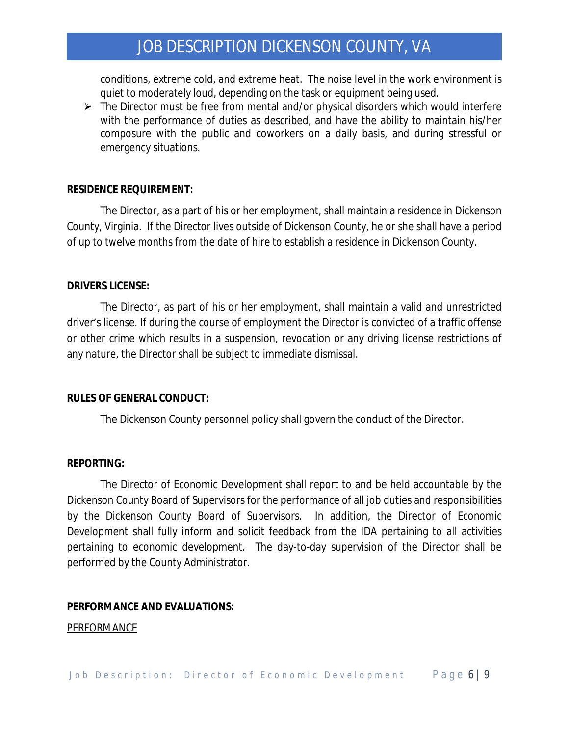conditions, extreme cold, and extreme heat. The noise level in the work environment is quiet to moderately loud, depending on the task or equipment being used.

- The Director must be free from mental and/or physical disorders which would interfere with the performance of duties as described, and have the ability to maintain his/her composure with the public and coworkers on a daily basis, and during stressful or emergency situations.

**RESIDENCE REQUIREMENT:**

The Director, as a part of his or her employment, shall maintain a residence in Dickenson County, Virginia. If the Director lives outside of Dickenson County, he or she shall have a period of up to twelve months from the date of hire to establish a residence in Dickenson County.

**DRIVERS LICENSE:**

The Director, as part of his or her employment, shall maintain a valid and unrestricted driver's license. If during the course of employment the Director is convicted of a traffic offense or other crime which results in a suspension, revocation or any driving license restrictions of any nature, the Director shall be subject to immediate dismissal.

**RULES OF GENERAL CONDUCT:**

The Dickenson County personnel policy shall govern the conduct of the Director.

**REPORTING:**

The Director of Economic Development shall report to and be held accountable by the Dickenson County Board of Supervisors for the performance of all job duties and responsibilities by the Dickenson County Board of Supervisors. In addition, the Director of Economic Development shall fully inform and solicit feedback from the IDA pertaining to all activities pertaining to economic development. The day-to-day supervision of the Director shall be performed by the County Administrator.

**PERFORMANCE AND EVALUATIONS:**

PERFORMANCE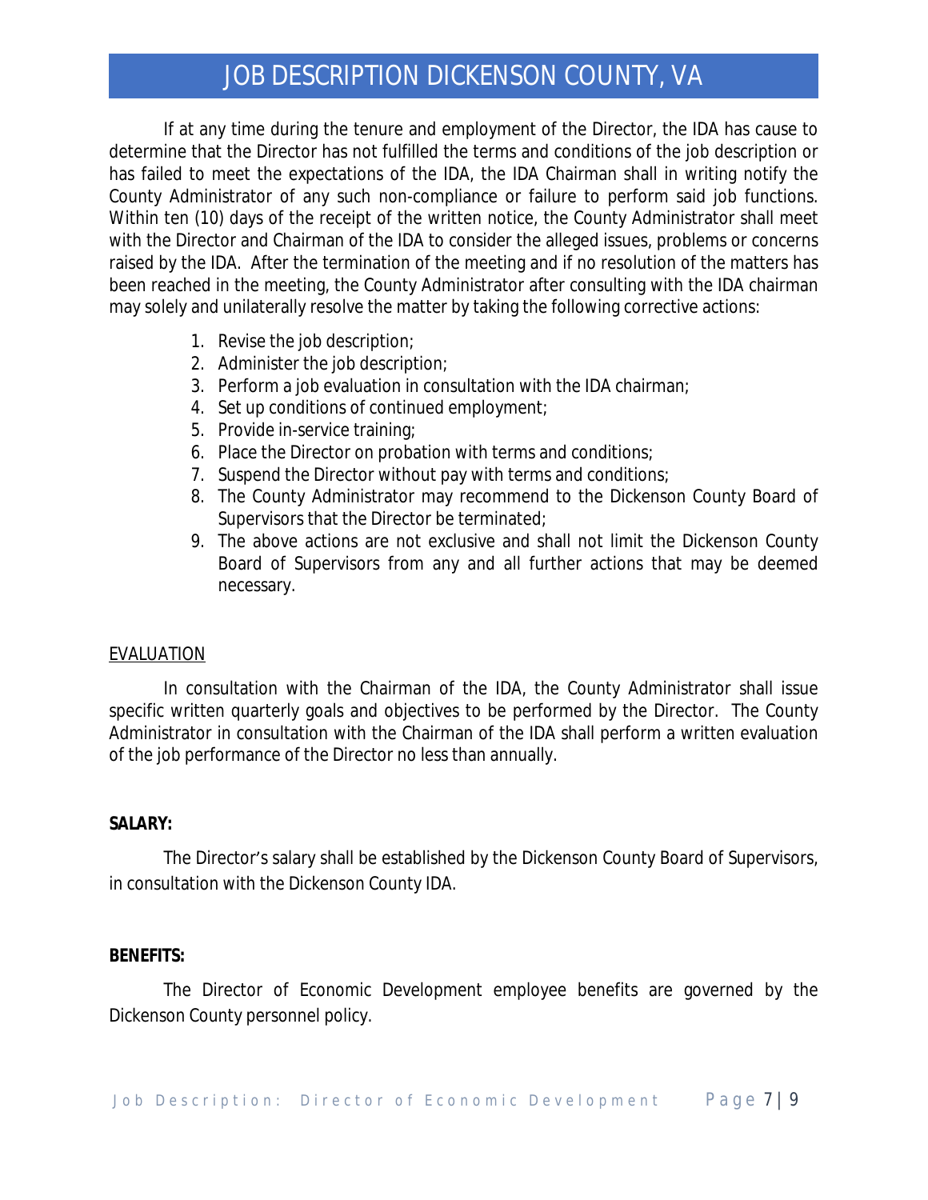If at any time during the tenure and employment of the Director, the IDA has cause to determine that the Director has not fulfilled the terms and conditions of the job description or has failed to meet the expectations of the IDA, the IDA Chairman shall in writing notify the County Administrator of any such non-compliance or failure to perform said job functions. Within ten (10) days of the receipt of the written notice, the County Administrator shall meet with the Director and Chairman of the IDA to consider the alleged issues, problems or concerns raised by the IDA. After the termination of the meeting and if no resolution of the matters has been reached in the meeting, the County Administrator after consulting with the IDA chairman may solely and unilaterally resolve the matter by taking the following corrective actions:

1. Revise the job description;
2. Administer the job description;
3. Perform a job evaluation in consultation with the IDA chairman;
4. Set up conditions of continued employment;
5. Provide in-service training;
6. Place the Director on probation with terms and conditions;
7. Suspend the Director without pay with terms and conditions;
8. The County Administrator may recommend to the Dickenson County Board of Supervisors that the Director be terminated;
9. The above actions are not exclusive and shall not limit the Dickenson County Board of Supervisors from any and all further actions that may be deemed necessary.

<u>EVALUATION</u>

In consultation with the Chairman of the IDA, the County Administrator shall issue specific written quarterly goals and objectives to be performed by the Director. The County Administrator in consultation with the Chairman of the IDA shall perform a written evaluation of the job performance of the Director no less than annually.

**SALARY:**

The Director's salary shall be established by the Dickenson County Board of Supervisors, in consultation with the Dickenson County IDA.

**BENEFITS:**

The Director of Economic Development employee benefits are governed by the Dickenson County personnel policy.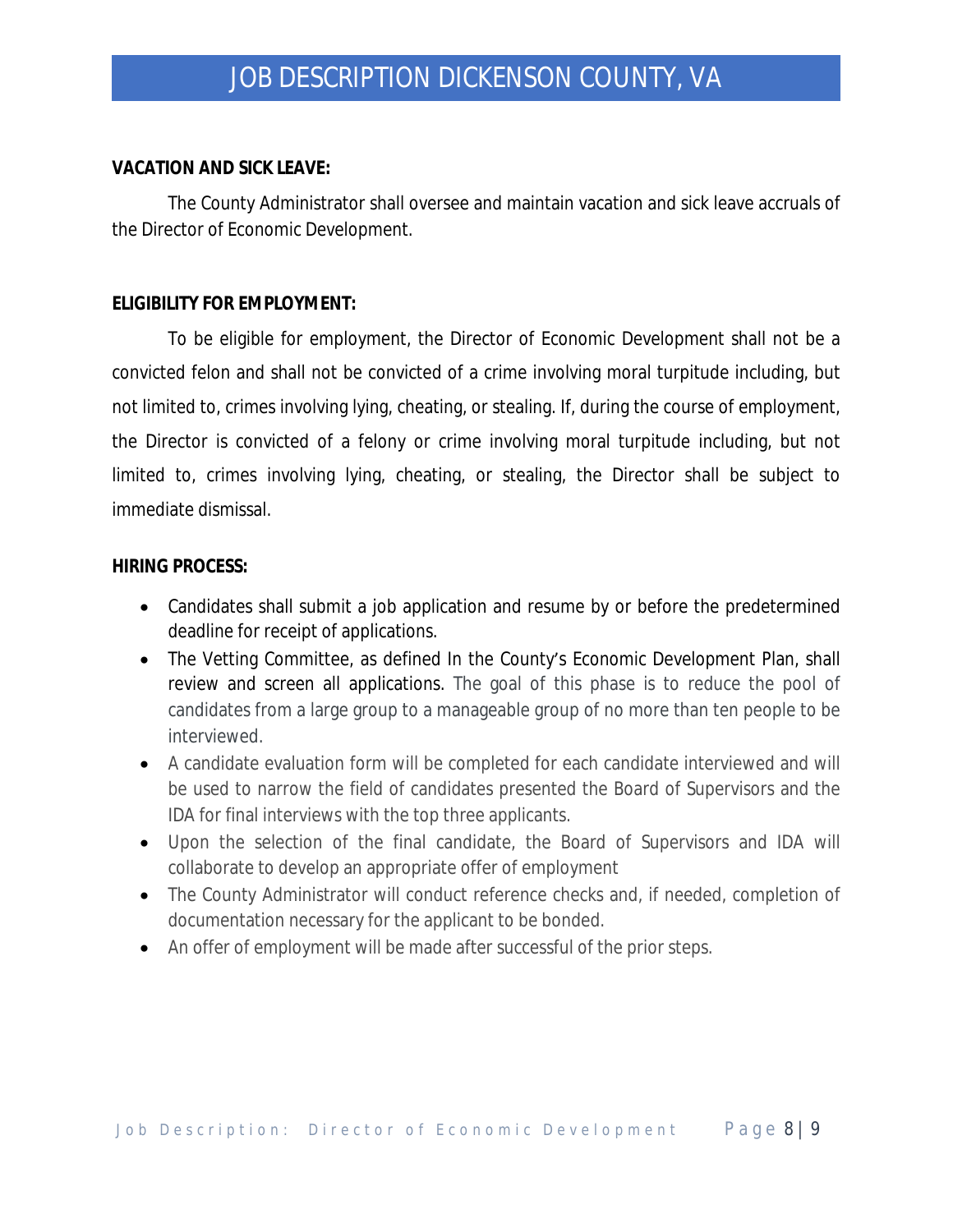**VACATION AND SICK LEAVE:**

The County Administrator shall oversee and maintain vacation and sick leave accruals of the Director of Economic Development.

**ELIGIBILITY FOR EMPLOYMENT:**

To be eligible for employment, the Director of Economic Development shall not be a convicted felon and shall not be convicted of a crime involving moral turpitude including, but not limited to, crimes involving lying, cheating, or stealing. If, during the course of employment, the Director is convicted of a felony or crime involving moral turpitude including, but not limited to, crimes involving lying, cheating, or stealing, the Director shall be subject to immediate dismissal.

**HIRING PROCESS:**

- Candidates shall submit a job application and resume by or before the predetermined deadline for receipt of applications.
- The Vetting Committee, as defined In the County's Economic Development Plan, shall review and screen all applications. The goal of this phase is to reduce the pool of candidates from a large group to a manageable group of no more than ten people to be interviewed.
- A candidate evaluation form will be completed for each candidate interviewed and will be used to narrow the field of candidates presented the Board of Supervisors and the IDA for final interviews with the top three applicants.
- Upon the selection of the final candidate, the Board of Supervisors and IDA will collaborate to develop an appropriate offer of employment
- The County Administrator will conduct reference checks and, if needed, completion of documentation necessary for the applicant to be bonded.
- An offer of employment will be made after successful of the prior steps.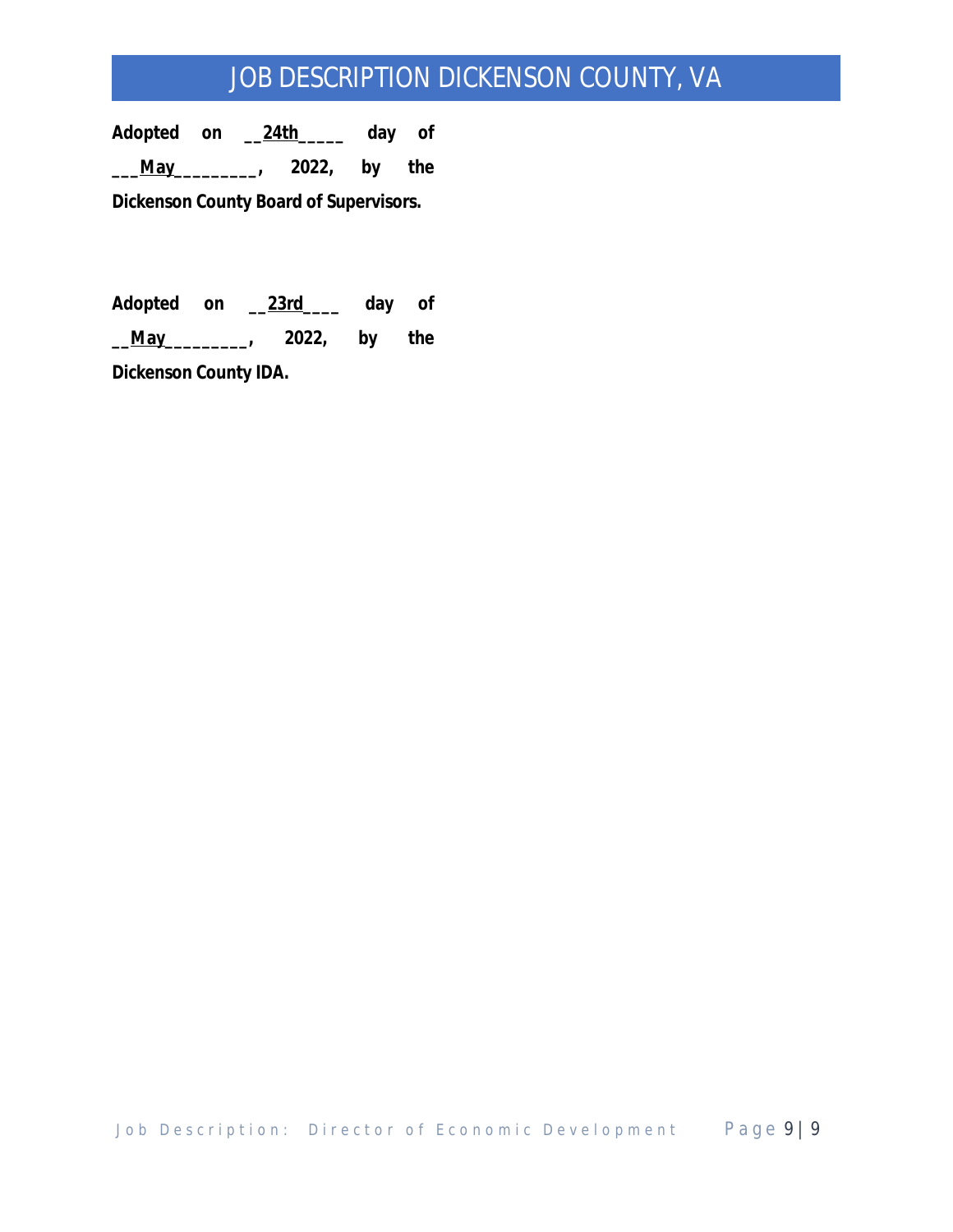**Adopted on __24th_____ day of ___May_________, 2022, by the Dickenson County Board of Supervisors.**

**Adopted on __23rd____ day of __May_________, 2022, by the Dickenson County IDA.**